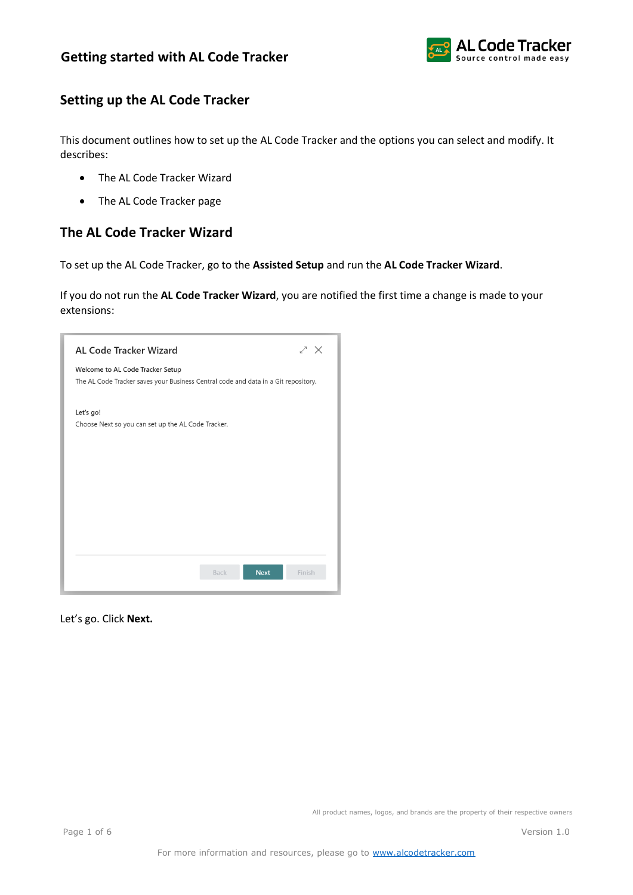# Getting started with AL Code Tracker

## Setting up the AL Code Tracker

This document outlines how to set up the AL Code Tracker and the options you can select and modify. It describes:

- The AL Code Tracker Wizard
- The AL Code Tracker page

## The AL Code Tracker Wizard

To set up the AL Code Tracker, go to the **Assisted Setup** and run the **AL Code Tracker Wizard**.

If you do not run the **AL Code Tracker Wizard**, you are notified the first time a change is made to your extensions:

AL Code Tracker Wizard

Welcome to AL Code Tracker Setup

The AL Code Tracker saves your Business Central code and data in a Git repository.

Let's go!

Choose Next so you can set up the AL Code Tracker.

Back Next Finish

Let's go. Click **Next.**

All product names, logos, and brands are the property of their respective owners

For more information and resources, please go to www.alcodetracker.com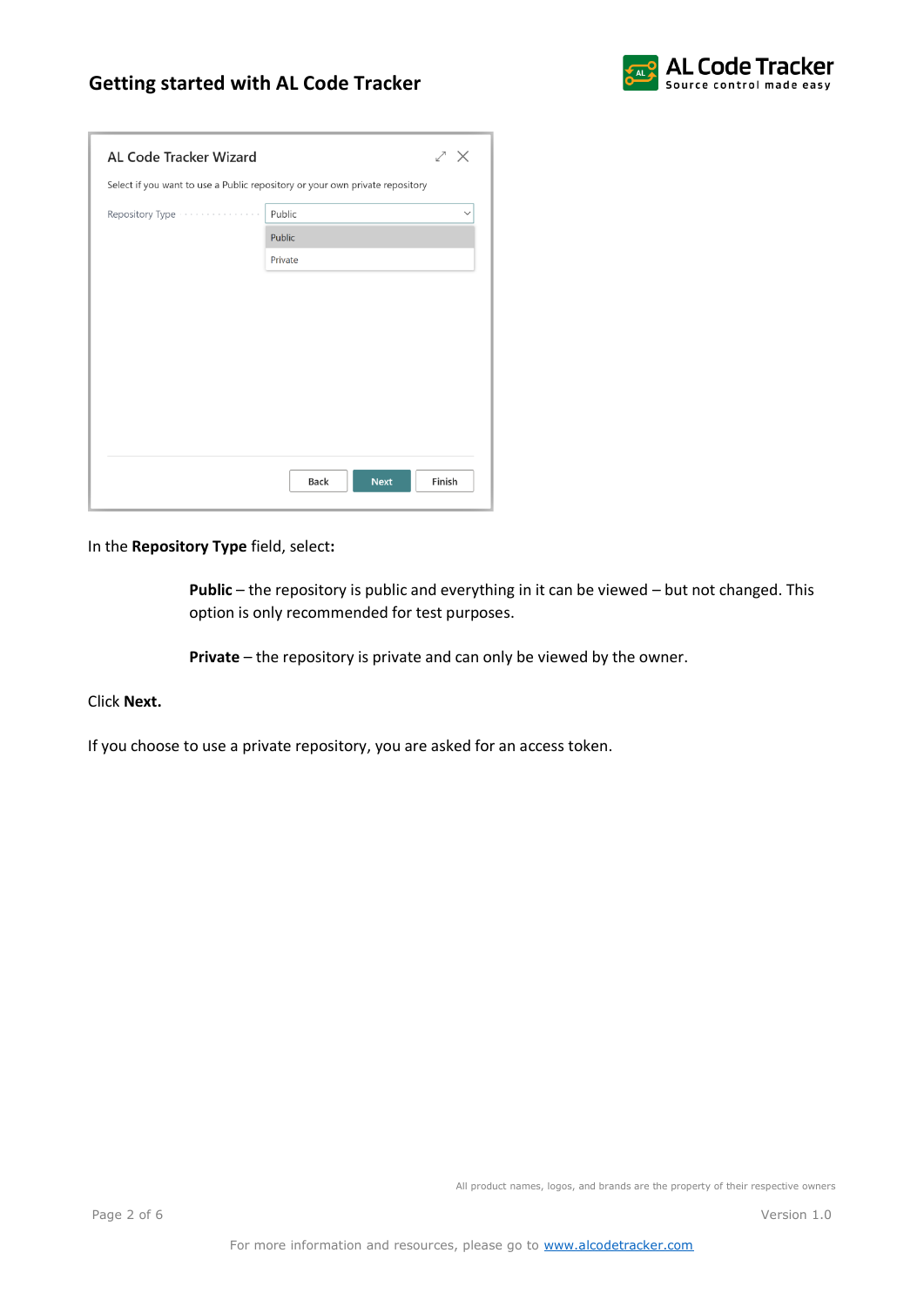In the **Repository Type** field, select**:**

> **Public** – the repository is public and everything in it can be viewed – but not changed. This option is only recommended for test purposes.
>
> **Private** – the repository is private and can only be viewed by the owner.

Click **Next.**

If you choose to use a private repository, you are asked for an access token.

All product names, logos, and brands are the property of their respective owners

For more information and resources, please go to www.alcodetracker.com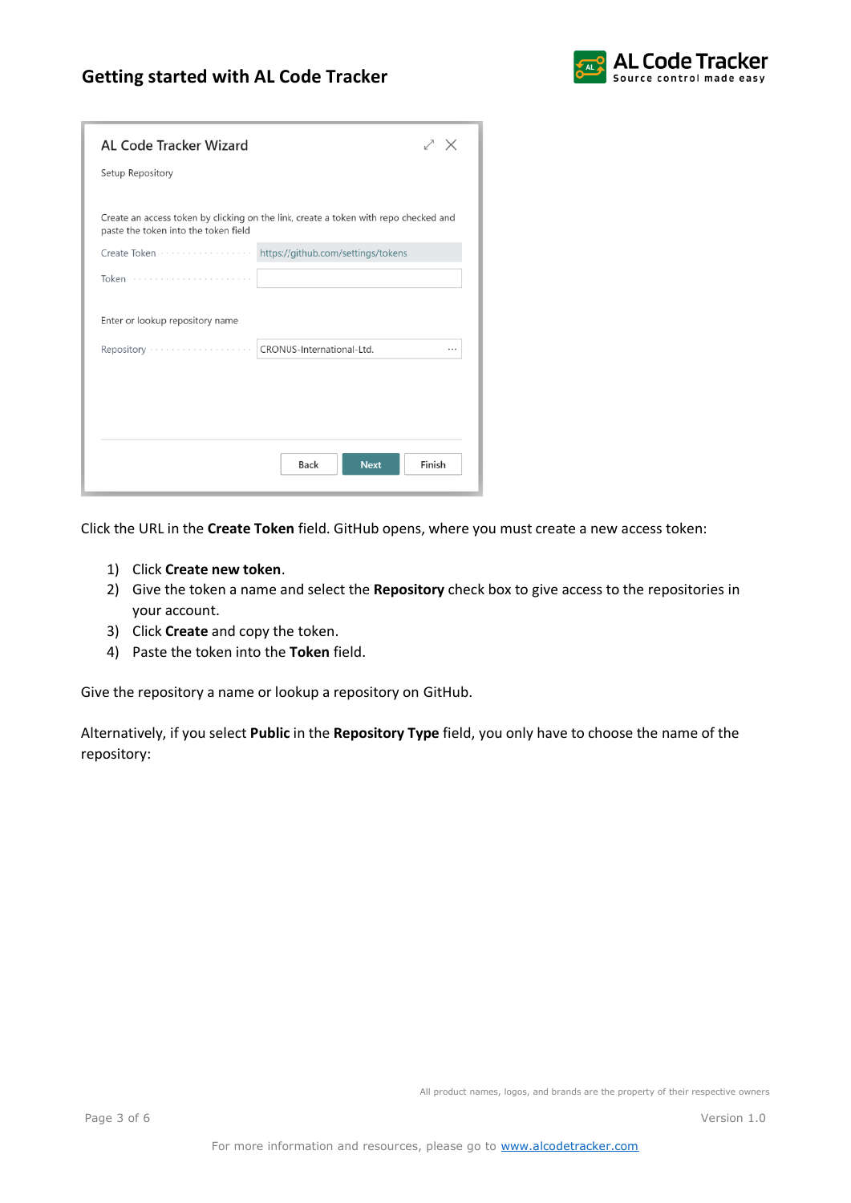AL Code Tracker Wizard

Setup Repository

Create an access token by clicking on the link, create a token with repo checked and paste the token into the token field

Create Token: https://github.com/settings/tokens

Token:

Enter or lookup repository name

Repository: CRONUS-International-Ltd.

Back | Next | Finish

Click the URL in the **Create Token** field. GitHub opens, where you must create a new access token:

1) Click **Create new token**.
2) Give the token a name and select the **Repository** check box to give access to the repositories in your account.
3) Click **Create** and copy the token.
4) Paste the token into the **Token** field.

Give the repository a name or lookup a repository on GitHub.

Alternatively, if you select **Public** in the **Repository Type** field, you only have to choose the name of the repository:

All product names, logos, and brands are the property of their respective owners

For more information and resources, please go to www.alcodetracker.com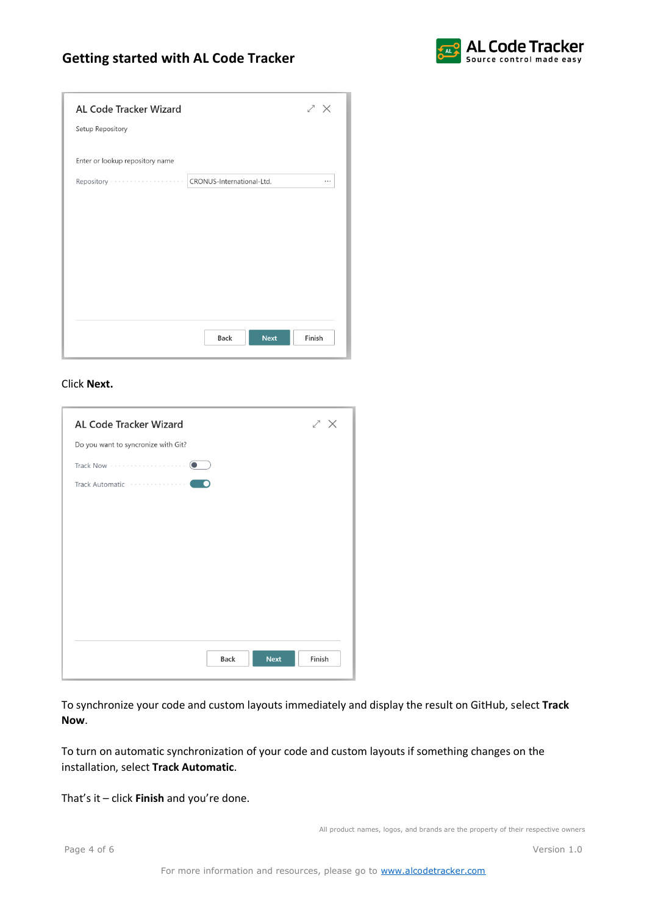Click **Next.**

To synchronize your code and custom layouts immediately and display the result on GitHub, select **Track Now**.

To turn on automatic synchronization of your code and custom layouts if something changes on the installation, select **Track Automatic**.

That's it – click **Finish** and you're done.

All product names, logos, and brands are the property of their respective owners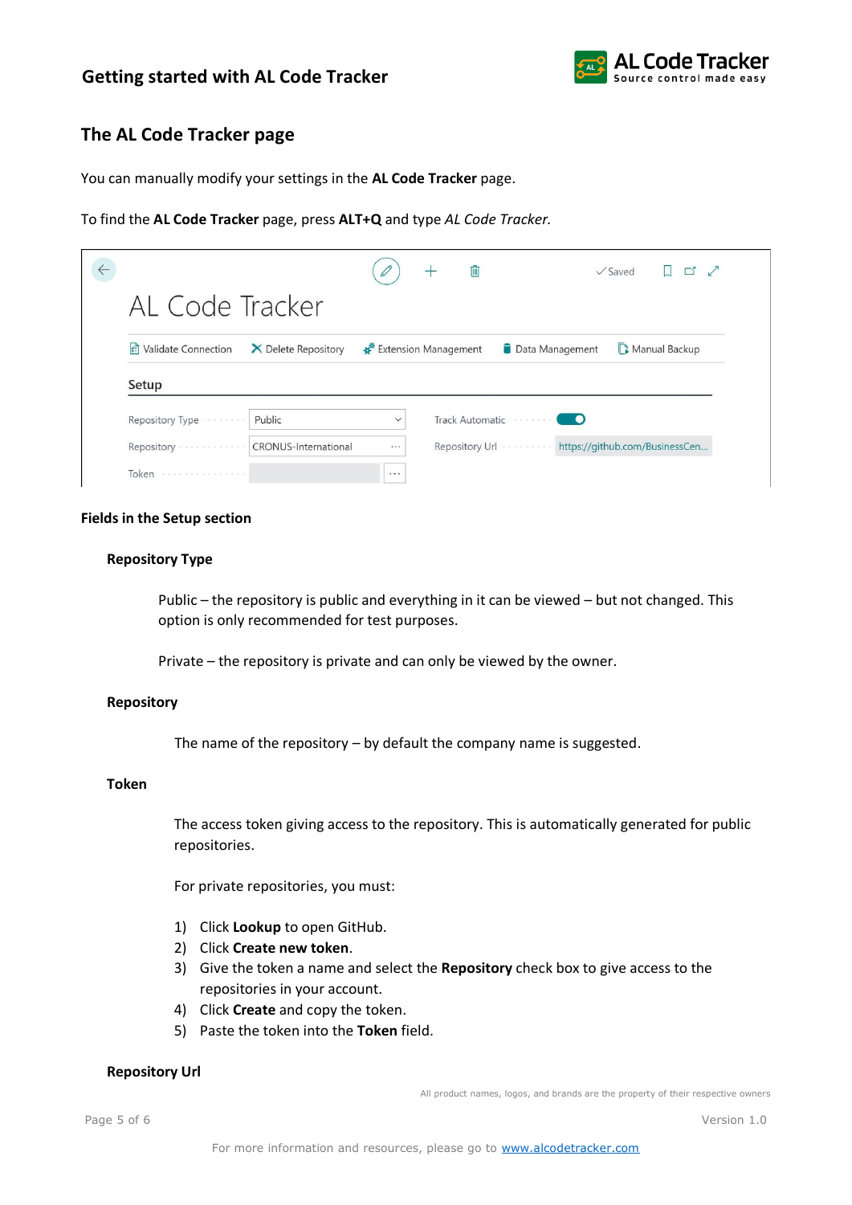## The AL Code Tracker page

You can manually modify your settings in the **AL Code Tracker** page.

To find the **AL Code Tracker** page, press **ALT+Q** and type *AL Code Tracker.*

**Fields in the Setup section**

**Repository Type**

Public – the repository is public and everything in it can be viewed – but not changed. This option is only recommended for test purposes.

Private – the repository is private and can only be viewed by the owner.

**Repository**

The name of the repository – by default the company name is suggested.

**Token**

The access token giving access to the repository. This is automatically generated for public repositories.

For private repositories, you must:

1) Click **Lookup** to open GitHub.
2) Click **Create new token**.
3) Give the token a name and select the **Repository** check box to give access to the repositories in your account.
4) Click **Create** and copy the token.
5) Paste the token into the **Token** field.

**Repository Url**

All product names, logos, and brands are the property of their respective owners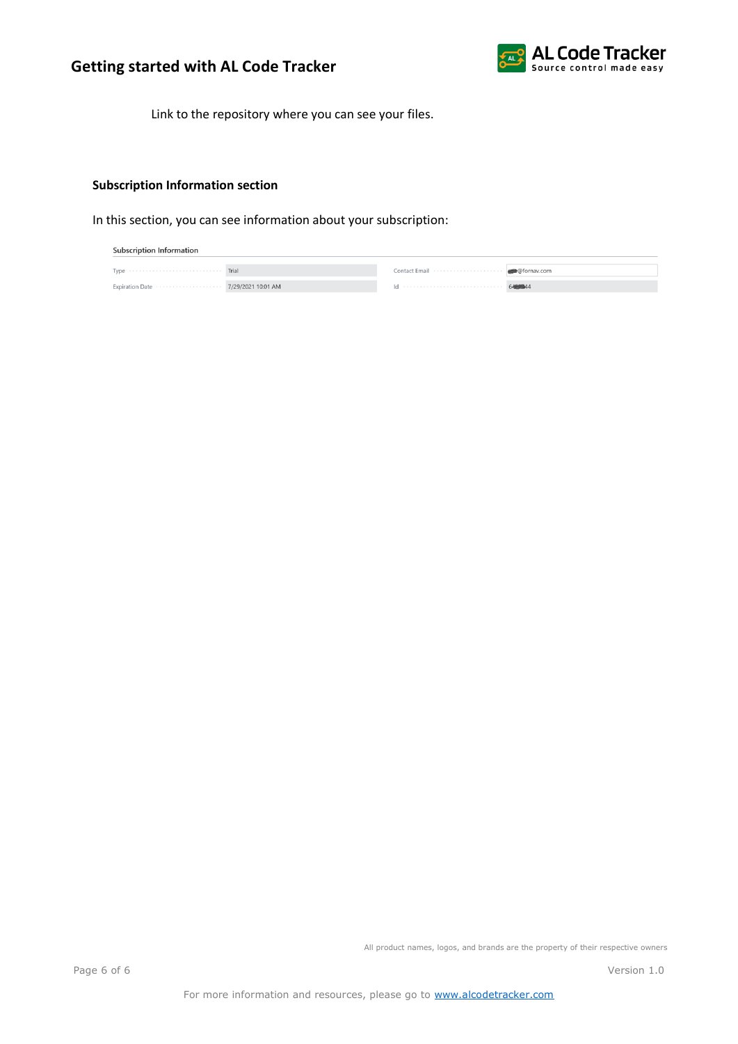Link to the repository where you can see your files.

### Subscription Information section

In this section, you can see information about your subscription:

**Subscription Information**

| | | | |
|---|---|---|---|
| Type | Trial | Contact Email | @fornav.com |
| Expiration Date | 7/29/2021 10:01 AM | Id | 6444 |

All product names, logos, and brands are the property of their respective owners

For more information and resources, please go to www.alcodetracker.com